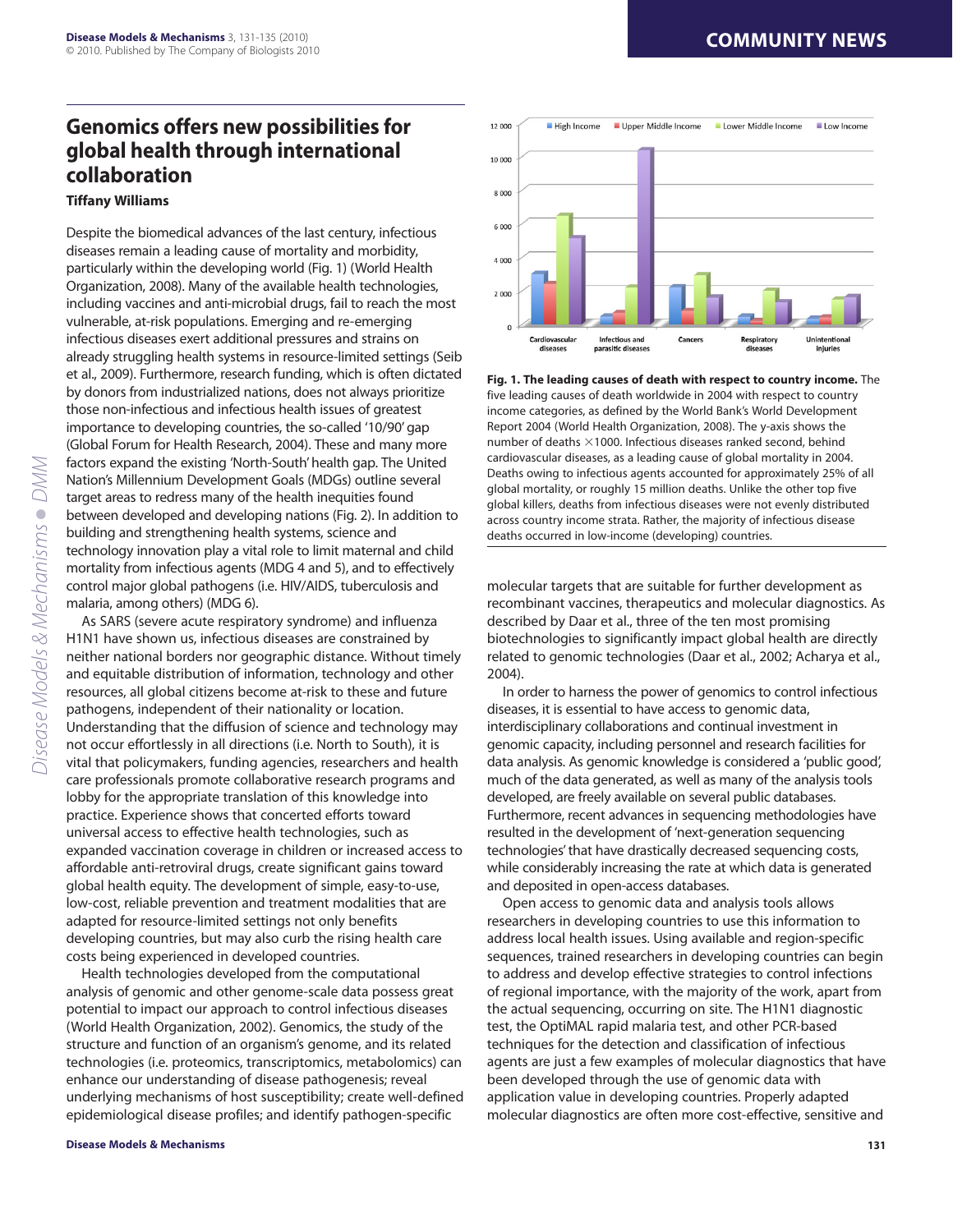# Genomics offers new possibilities for global health through international collaboration

**Tiffany Williams**

Despite the biomedical advances of the last century, infectious diseases remain a leading cause of mortality and morbidity, particularly within the developing world (Fig. 1) (World Health Organization, 2008). Many of the available health technologies, including vaccines and anti-microbial drugs, fail to reach the most vulnerable, at-risk populations. Emerging and re-emerging infectious diseases exert additional pressures and strains on already struggling health systems in resource-limited settings (Seib et al., 2009). Furthermore, research funding, which is often dictated by donors from industrialized nations, does not always prioritize those non-infectious and infectious health issues of greatest importance to developing countries, the so-called '10/90' gap (Global Forum for Health Research, 2004). These and many more factors expand the existing 'North-South' health gap. The United Nation's Millennium Development Goals (MDGs) outline several target areas to redress many of the health inequities found between developed and developing nations (Fig. 2). In addition to building and strengthening health systems, science and technology innovation play a vital role to limit maternal and child mortality from infectious agents (MDG 4 and 5), and to effectively control major global pathogens (i.e. HIV/AIDS, tuberculosis and malaria, among others) (MDG 6).

As SARS (severe acute respiratory syndrome) and influenza H1N1 have shown us, infectious diseases are constrained by neither national borders nor geographic distance. Without timely and equitable distribution of information, technology and other resources, all global citizens become at-risk to these and future pathogens, independent of their nationality or location. Understanding that the diffusion of science and technology may not occur effortlessly in all directions (i.e. North to South), it is vital that policymakers, funding agencies, researchers and health care professionals promote collaborative research programs and lobby for the appropriate translation of this knowledge into practice. Experience shows that concerted efforts toward universal access to effective health technologies, such as expanded vaccination coverage in children or increased access to affordable anti-retroviral drugs, create significant gains toward global health equity. The development of simple, easy-to-use, low-cost, reliable prevention and treatment modalities that are adapted for resource-limited settings not only benefits developing countries, but may also curb the rising health care costs being experienced in developed countries.

Health technologies developed from the computational analysis of genomic and other genome-scale data possess great potential to impact our approach to control infectious diseases (World Health Organization, 2002). Genomics, the study of the structure and function of an organism's genome, and its related technologies (i.e. proteomics, transcriptomics, metabolomics) can enhance our understanding of disease pathogenesis; reveal underlying mechanisms of host susceptibility; create well-defined epidemiological disease profiles; and identify pathogen-specific molecular targets that are suitable for further development as recombinant vaccines, therapeutics and molecular diagnostics. As described by Daar et al., three of the ten most promising biotechnologies to significantly impact global health are directly related to genomic technologies (Daar et al., 2002; Acharya et al., 2004).

High Income
Upper Middle Income
Lower Middle Income
Low Income

12 000
10 000
8 000
6 000
4 000
2 000
0

Cardiovascular diseases
Infectious and parasitic diseases
Cancers
Respiratory diseases
Unintentional injuries

**Fig. 1. The leading causes of death with respect to country income.** The five leading causes of death worldwide in 2004 with respect to country income categories, as defined by the World Bank's World Development Report 2004 (World Health Organization, 2008). The y-axis shows the number of deaths ×1000. Infectious diseases ranked second, behind cardiovascular diseases, as a leading cause of global mortality in 2004. Deaths owing to infectious agents accounted for approximately 25% of all global mortality, or roughly 15 million deaths. Unlike the other top five global killers, deaths from infectious diseases were not evenly distributed across country income strata. Rather, the majority of infectious disease deaths occurred in low-income (developing) countries.

In order to harness the power of genomics to control infectious diseases, it is essential to have access to genomic data, interdisciplinary collaborations and continual investment in genomic capacity, including personnel and research facilities for data analysis. As genomic knowledge is considered a 'public good', much of the data generated, as well as many of the analysis tools developed, are freely available on several public databases. Furthermore, recent advances in sequencing methodologies have resulted in the development of 'next-generation sequencing technologies' that have drastically decreased sequencing costs, while considerably increasing the rate at which data is generated and deposited in open-access databases.

Open access to genomic data and analysis tools allows researchers in developing countries to use this information to address local health issues. Using available and region-specific sequences, trained researchers in developing countries can begin to address and develop effective strategies to control infections of regional importance, with the majority of the work, apart from the actual sequencing, occurring on site. The H1N1 diagnostic test, the OptiMAL rapid malaria test, and other PCR-based techniques for the detection and classification of infectious agents are just a few examples of molecular diagnostics that have been developed through the use of genomic data with application value in developing countries. Properly adapted molecular diagnostics are often more cost-effective, sensitive and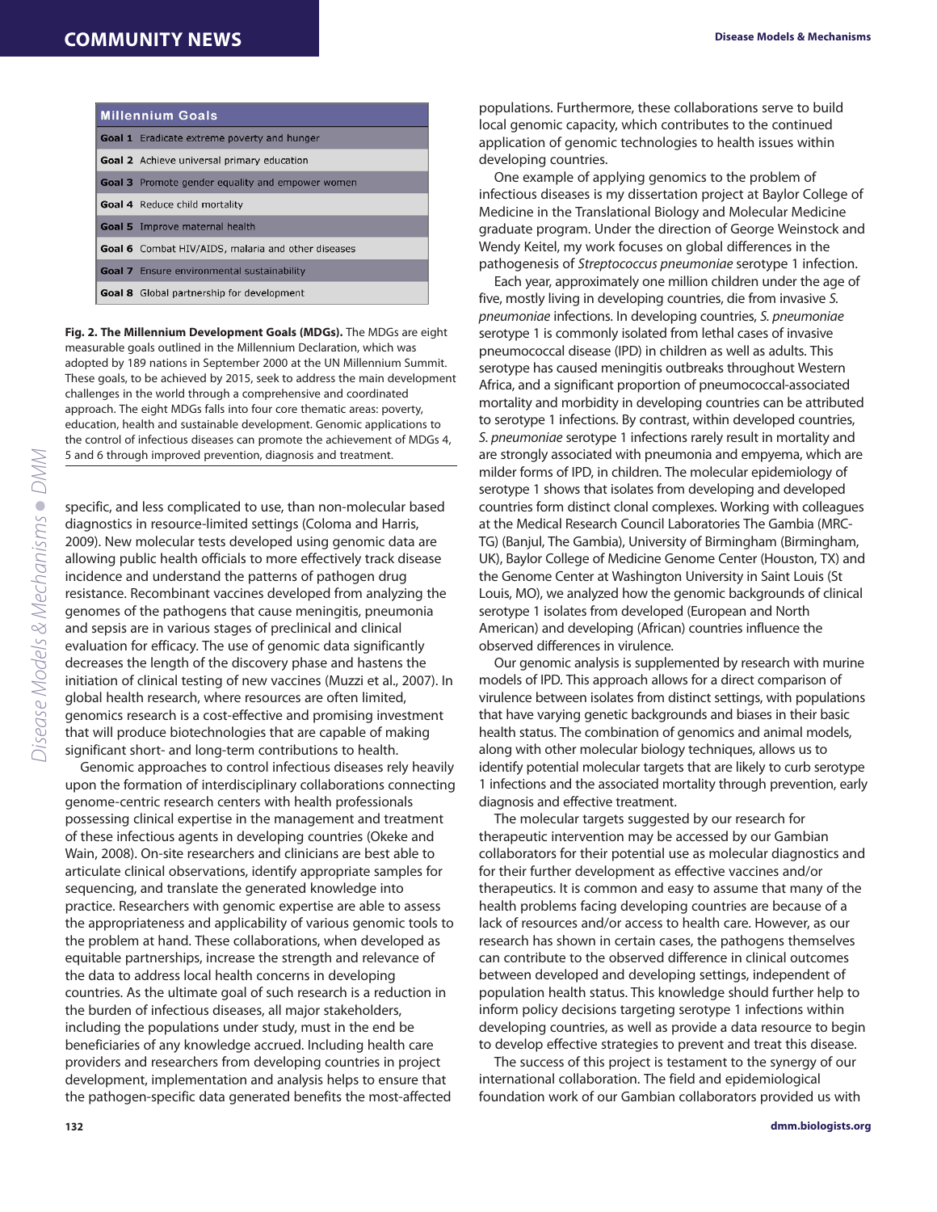| Millennium Goals |
|---|
| **Goal 1** Eradicate extreme poverty and hunger |
| **Goal 2** Achieve universal primary education |
| **Goal 3** Promote gender equality and empower women |
| **Goal 4** Reduce child mortality |
| **Goal 5** Improve maternal health |
| **Goal 6** Combat HIV/AIDS, malaria and other diseases |
| **Goal 7** Ensure environmental sustainability |
| **Goal 8** Global partnership for development |

**Fig. 2. The Millennium Development Goals (MDGs).** The MDGs are eight measurable goals outlined in the Millennium Declaration, which was adopted by 189 nations in September 2000 at the UN Millennium Summit. These goals, to be achieved by 2015, seek to address the main development challenges in the world through a comprehensive and coordinated approach. The eight MDGs falls into four core thematic areas: poverty, education, health and sustainable development. Genomic applications to the control of infectious diseases can promote the achievement of MDGs 4, 5 and 6 through improved prevention, diagnosis and treatment.

specific, and less complicated to use, than non-molecular based diagnostics in resource-limited settings (Coloma and Harris, 2009). New molecular tests developed using genomic data are allowing public health officials to more effectively track disease incidence and understand the patterns of pathogen drug resistance. Recombinant vaccines developed from analyzing the genomes of the pathogens that cause meningitis, pneumonia and sepsis are in various stages of preclinical and clinical evaluation for efficacy. The use of genomic data significantly decreases the length of the discovery phase and hastens the initiation of clinical testing of new vaccines (Muzzi et al., 2007). In global health research, where resources are often limited, genomics research is a cost-effective and promising investment that will produce biotechnologies that are capable of making significant short- and long-term contributions to health.

Genomic approaches to control infectious diseases rely heavily upon the formation of interdisciplinary collaborations connecting genome-centric research centers with health professionals possessing clinical expertise in the management and treatment of these infectious agents in developing countries (Okeke and Wain, 2008). On-site researchers and clinicians are best able to articulate clinical observations, identify appropriate samples for sequencing, and translate the generated knowledge into practice. Researchers with genomic expertise are able to assess the appropriateness and applicability of various genomic tools to the problem at hand. These collaborations, when developed as equitable partnerships, increase the strength and relevance of the data to address local health concerns in developing countries. As the ultimate goal of such research is a reduction in the burden of infectious diseases, all major stakeholders, including the populations under study, must in the end be beneficiaries of any knowledge accrued. Including health care providers and researchers from developing countries in project development, implementation and analysis helps to ensure that the pathogen-specific data generated benefits the most-affected populations. Furthermore, these collaborations serve to build local genomic capacity, which contributes to the continued application of genomic technologies to health issues within developing countries.

One example of applying genomics to the problem of infectious diseases is my dissertation project at Baylor College of Medicine in the Translational Biology and Molecular Medicine graduate program. Under the direction of George Weinstock and Wendy Keitel, my work focuses on global differences in the pathogenesis of *Streptococcus pneumoniae* serotype 1 infection.

Each year, approximately one million children under the age of five, mostly living in developing countries, die from invasive *S. pneumoniae* infections. In developing countries, *S. pneumoniae* serotype 1 is commonly isolated from lethal cases of invasive pneumococcal disease (IPD) in children as well as adults. This serotype has caused meningitis outbreaks throughout Western Africa, and a significant proportion of pneumococcal-associated mortality and morbidity in developing countries can be attributed to serotype 1 infections. By contrast, within developed countries, *S. pneumoniae* serotype 1 infections rarely result in mortality and are strongly associated with pneumonia and empyema, which are milder forms of IPD, in children. The molecular epidemiology of serotype 1 shows that isolates from developing and developed countries form distinct clonal complexes. Working with colleagues at the Medical Research Council Laboratories The Gambia (MRC-TG) (Banjul, The Gambia), University of Birmingham (Birmingham, UK), Baylor College of Medicine Genome Center (Houston, TX) and the Genome Center at Washington University in Saint Louis (St Louis, MO), we analyzed how the genomic backgrounds of clinical serotype 1 isolates from developed (European and North American) and developing (African) countries influence the observed differences in virulence.

Our genomic analysis is supplemented by research with murine models of IPD. This approach allows for a direct comparison of virulence between isolates from distinct settings, with populations that have varying genetic backgrounds and biases in their basic health status. The combination of genomics and animal models, along with other molecular biology techniques, allows us to identify potential molecular targets that are likely to curb serotype 1 infections and the associated mortality through prevention, early diagnosis and effective treatment.

The molecular targets suggested by our research for therapeutic intervention may be accessed by our Gambian collaborators for their potential use as molecular diagnostics and for their further development as effective vaccines and/or therapeutics. It is common and easy to assume that many of the health problems facing developing countries are because of a lack of resources and/or access to health care. However, as our research has shown in certain cases, the pathogens themselves can contribute to the observed difference in clinical outcomes between developed and developing settings, independent of population health status. This knowledge should further help to inform policy decisions targeting serotype 1 infections within developing countries, as well as provide a data resource to begin to develop effective strategies to prevent and treat this disease.

The success of this project is testament to the synergy of our international collaboration. The field and epidemiological foundation work of our Gambian collaborators provided us with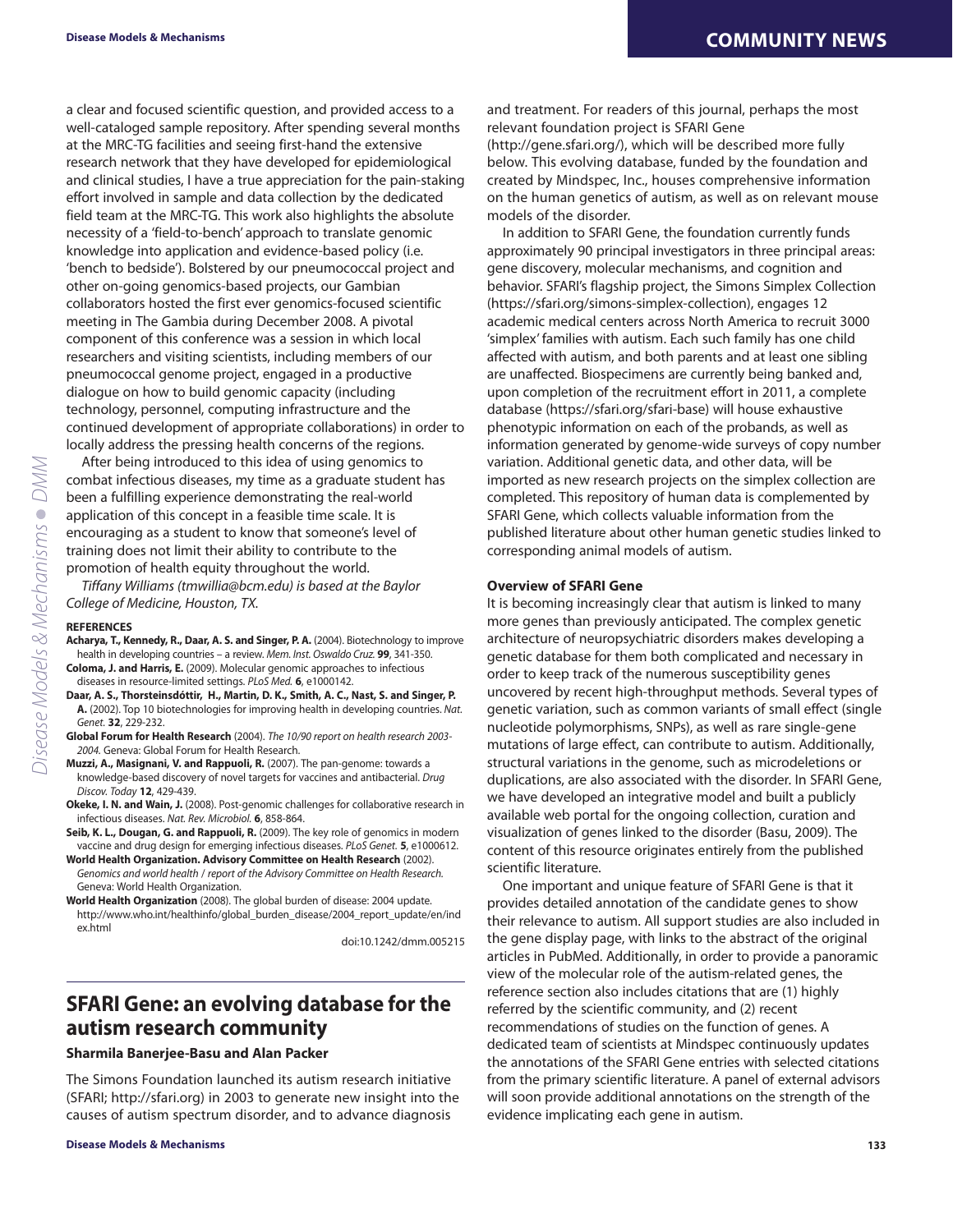a clear and focused scientific question, and provided access to a well-cataloged sample repository. After spending several months at the MRC-TG facilities and seeing first-hand the extensive research network that they have developed for epidemiological and clinical studies, I have a true appreciation for the pain-staking effort involved in sample and data collection by the dedicated field team at the MRC-TG. This work also highlights the absolute necessity of a 'field-to-bench' approach to translate genomic knowledge into application and evidence-based policy (i.e. 'bench to bedside'). Bolstered by our pneumococcal project and other on-going genomics-based projects, our Gambian collaborators hosted the first ever genomics-focused scientific meeting in The Gambia during December 2008. A pivotal component of this conference was a session in which local researchers and visiting scientists, including members of our pneumococcal genome project, engaged in a productive dialogue on how to build genomic capacity (including technology, personnel, computing infrastructure and the continued development of appropriate collaborations) in order to locally address the pressing health concerns of the regions.

After being introduced to this idea of using genomics to combat infectious diseases, my time as a graduate student has been a fulfilling experience demonstrating the real-world application of this concept in a feasible time scale. It is encouraging as a student to know that someone's level of training does not limit their ability to contribute to the promotion of health equity throughout the world.

*Tiffany Williams (tmwillia@bcm.edu) is based at the Baylor College of Medicine, Houston, TX.*

**REFERENCES**

**Acharya, T., Kennedy, R., Daar, A. S. and Singer, P. A.** (2004). Biotechnology to improve health in developing countries – a review. *Mem. Inst. Oswaldo Cruz.* **99**, 341-350.

**Coloma, J. and Harris, E.** (2009). Molecular genomic approaches to infectious diseases in resource-limited settings. *PLoS Med.* **6**, e1000142.

**Daar, A. S., Thorsteinsdóttir, H., Martin, D. K., Smith, A. C., Nast, S. and Singer, P. A.** (2002). Top 10 biotechnologies for improving health in developing countries. *Nat. Genet.* **32**, 229-232.

**Global Forum for Health Research** (2004). *The 10/90 report on health research 2003-2004.* Geneva: Global Forum for Health Research.

**Muzzi, A., Masignani, V. and Rappuoli, R.** (2007). The pan-genome: towards a knowledge-based discovery of novel targets for vaccines and antibacterial. *Drug Discov. Today* **12**, 429-439.

**Okeke, I. N. and Wain, J.** (2008). Post-genomic challenges for collaborative research in infectious diseases. *Nat. Rev. Microbiol.* **6**, 858-864.

**Seib, K. L., Dougan, G. and Rappuoli, R.** (2009). The key role of genomics in modern vaccine and drug design for emerging infectious diseases. *PLoS Genet.* **5**, e1000612.

**World Health Organization. Advisory Committee on Health Research** (2002). *Genomics and world health / report of the Advisory Committee on Health Research.* Geneva: World Health Organization.

**World Health Organization** (2008). The global burden of disease: 2004 update. http://www.who.int/healthinfo/global_burden_disease/2004_report_update/en/index.html

doi:10.1242/dmm.005215

## SFARI Gene: an evolving database for the autism research community

**Sharmila Banerjee-Basu and Alan Packer**

The Simons Foundation launched its autism research initiative (SFARI; http://sfari.org) in 2003 to generate new insight into the causes of autism spectrum disorder, and to advance diagnosis and treatment. For readers of this journal, perhaps the most relevant foundation project is SFARI Gene (http://gene.sfari.org/), which will be described more fully below. This evolving database, funded by the foundation and created by Mindspec, Inc., houses comprehensive information on the human genetics of autism, as well as on relevant mouse models of the disorder.

In addition to SFARI Gene, the foundation currently funds approximately 90 principal investigators in three principal areas: gene discovery, molecular mechanisms, and cognition and behavior. SFARI's flagship project, the Simons Simplex Collection (https://sfari.org/simons-simplex-collection), engages 12 academic medical centers across North America to recruit 3000 'simplex' families with autism. Each such family has one child affected with autism, and both parents and at least one sibling are unaffected. Biospecimens are currently being banked and, upon completion of the recruitment effort in 2011, a complete database (https://sfari.org/sfari-base) will house exhaustive phenotypic information on each of the probands, as well as information generated by genome-wide surveys of copy number variation. Additional genetic data, and other data, will be imported as new research projects on the simplex collection are completed. This repository of human data is complemented by SFARI Gene, which collects valuable information from the published literature about other human genetic studies linked to corresponding animal models of autism.

### Overview of SFARI Gene

It is becoming increasingly clear that autism is linked to many more genes than previously anticipated. The complex genetic architecture of neuropsychiatric disorders makes developing a genetic database for them both complicated and necessary in order to keep track of the numerous susceptibility genes uncovered by recent high-throughput methods. Several types of genetic variation, such as common variants of small effect (single nucleotide polymorphisms, SNPs), as well as rare single-gene mutations of large effect, can contribute to autism. Additionally, structural variations in the genome, such as microdeletions or duplications, are also associated with the disorder. In SFARI Gene, we have developed an integrative model and built a publicly available web portal for the ongoing collection, curation and visualization of genes linked to the disorder (Basu, 2009). The content of this resource originates entirely from the published scientific literature.

One important and unique feature of SFARI Gene is that it provides detailed annotation of the candidate genes to show their relevance to autism. All support studies are also included in the gene display page, with links to the abstract of the original articles in PubMed. Additionally, in order to provide a panoramic view of the molecular role of the autism-related genes, the reference section also includes citations that are (1) highly referred by the scientific community, and (2) recent recommendations of studies on the function of genes. A dedicated team of scientists at Mindspec continuously updates the annotations of the SFARI Gene entries with selected citations from the primary scientific literature. A panel of external advisors will soon provide additional annotations on the strength of the evidence implicating each gene in autism.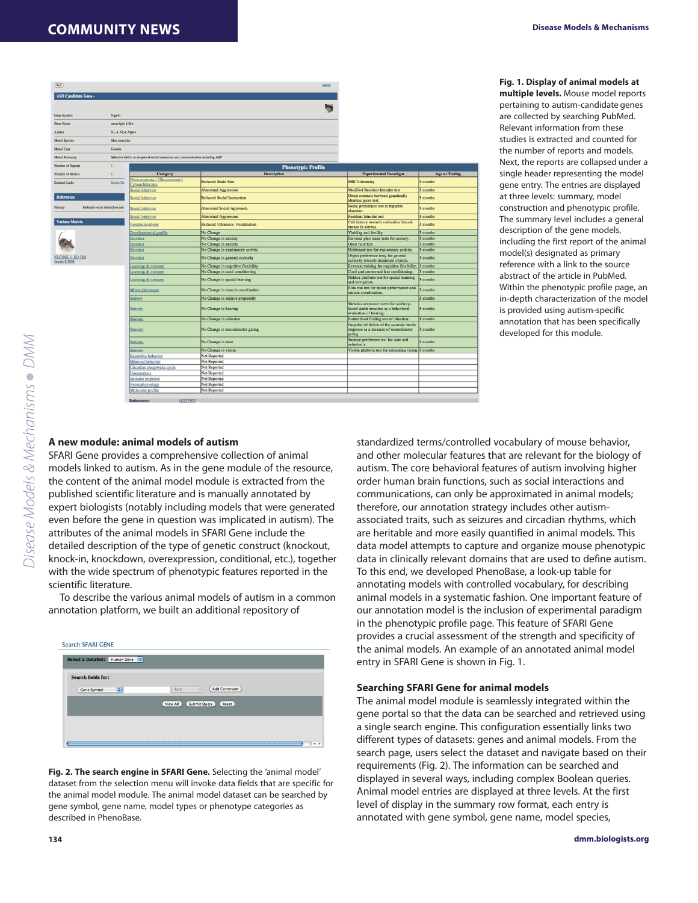**Fig. 1. Display of animal models at multiple levels.** Mouse model reports pertaining to autism-candidate genes are collected by searching PubMed. Relevant information from these studies is extracted and counted for the number of reports and models. Next, the reports are collapsed under a single header representing the model gene entry. The entries are displayed at three levels: summary, model construction and phenotypic profile. The summary level includes a general description of the gene models, including the first report of the animal model(s) designated as primary reference with a link to the source abstract of the article in PubMed. Within the phenotypic profile page, an in-depth characterization of the model is provided using autism-specific annotation that has been specifically developed for this module.

## A new module: animal models of autism

SFARI Gene provides a comprehensive collection of animal models linked to autism. As in the gene module of the resource, the content of the animal model module is extracted from the published scientific literature and is manually annotated by expert biologists (notably including models that were generated even before the gene in question was implicated in autism). The attributes of the animal models in SFARI Gene include the detailed description of the type of genetic construct (knockout, knock-in, knockdown, overexpression, conditional, etc.), together with the wide spectrum of phenotypic features reported in the scientific literature.

To describe the various animal models of autism in a common annotation platform, we built an additional repository of standardized terms/controlled vocabulary of mouse behavior, and other molecular features that are relevant for the biology of autism. The core behavioral features of autism involving higher order human brain functions, such as social interactions and communications, can only be approximated in animal models; therefore, our annotation strategy includes other autism-associated traits, such as seizures and circadian rhythms, which are heritable and more easily quantified in animal models. This data model attempts to capture and organize mouse phenotypic data in clinically relevant domains that are used to define autism. To this end, we developed PhenoBase, a look-up table for annotating models with controlled vocabulary, for describing animal models in a systematic fashion. One important feature of our annotation model is the inclusion of experimental paradigm in the phenotypic profile page. This feature of SFARI Gene provides a crucial assessment of the strength and specificity of the animal models. An example of an annotated animal model entry in SFARI Gene is shown in Fig. 1.

**Fig. 2. The search engine in SFARI Gene.** Selecting the 'animal model' dataset from the selection menu will invoke data fields that are specific for the animal model module. The animal model dataset can be searched by gene symbol, gene name, model types or phenotype categories as described in PhenoBase.

## Searching SFARI Gene for animal models

The animal model module is seamlessly integrated within the gene portal so that the data can be searched and retrieved using a single search engine. This configuration essentially links two different types of datasets: genes and animal models. From the search page, users select the dataset and navigate based on their requirements (Fig. 2). The information can be searched and displayed in several ways, including complex Boolean queries. Animal model entries are displayed at three levels. At the first level of display in the summary row format, each entry is annotated with gene symbol, gene name, model species,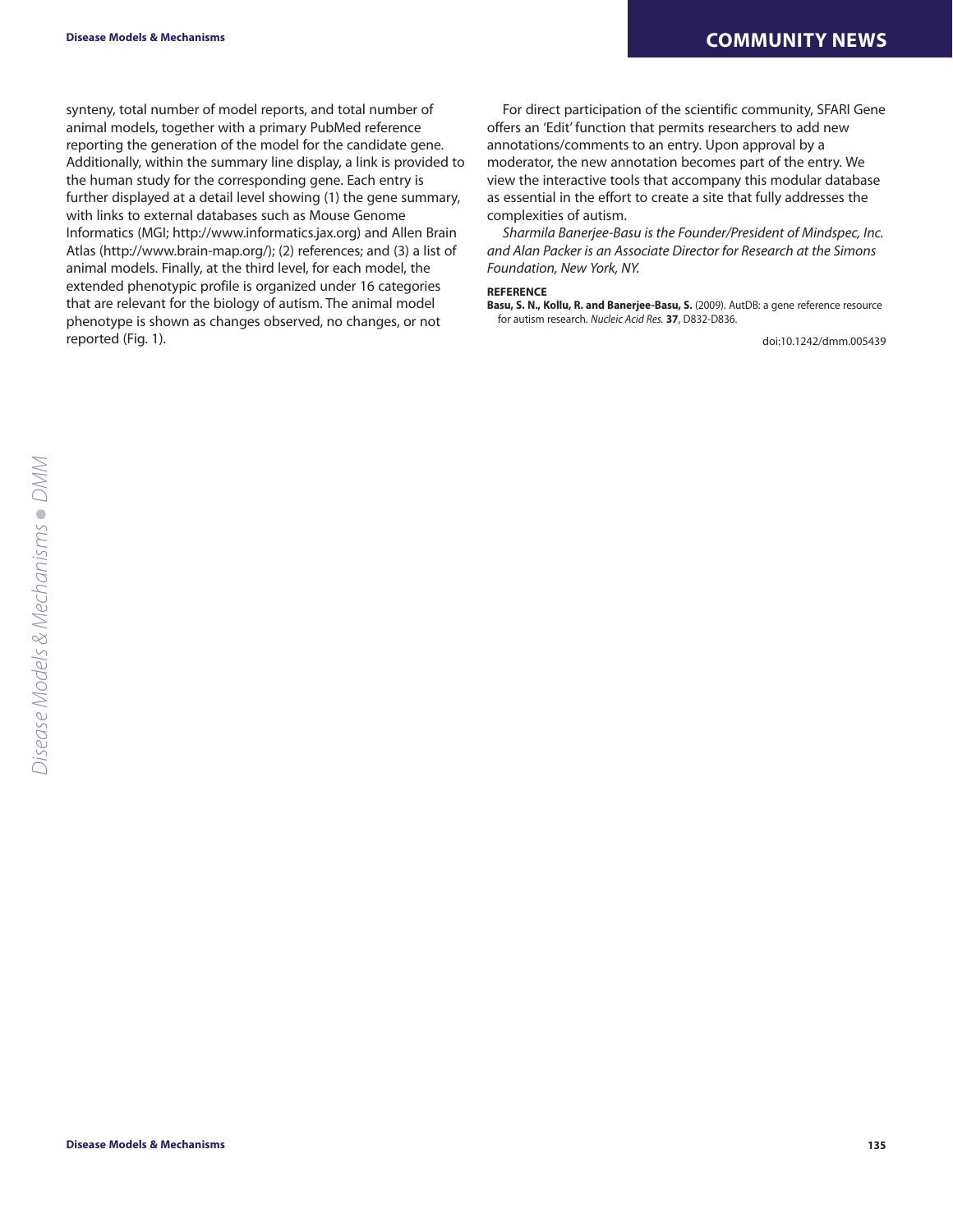synteny, total number of model reports, and total number of animal models, together with a primary PubMed reference reporting the generation of the model for the candidate gene. Additionally, within the summary line display, a link is provided to the human study for the corresponding gene. Each entry is further displayed at a detail level showing (1) the gene summary, with links to external databases such as Mouse Genome Informatics (MGI; http://www.informatics.jax.org) and Allen Brain Atlas (http://www.brain-map.org/); (2) references; and (3) a list of animal models. Finally, at the third level, for each model, the extended phenotypic profile is organized under 16 categories that are relevant for the biology of autism. The animal model phenotype is shown as changes observed, no changes, or not reported (Fig. 1).

For direct participation of the scientific community, SFARI Gene offers an 'Edit' function that permits researchers to add new annotations/comments to an entry. Upon approval by a moderator, the new annotation becomes part of the entry. We view the interactive tools that accompany this modular database as essential in the effort to create a site that fully addresses the complexities of autism.

*Sharmila Banerjee-Basu is the Founder/President of Mindspec, Inc. and Alan Packer is an Associate Director for Research at the Simons Foundation, New York, NY.*

**REFERENCE**

**Basu, S. N., Kollu, R. and Banerjee-Basu, S.** (2009). AutDB: a gene reference resource for autism research. *Nucleic Acid Res.* **37**, D832-D836.

doi:10.1242/dmm.005439